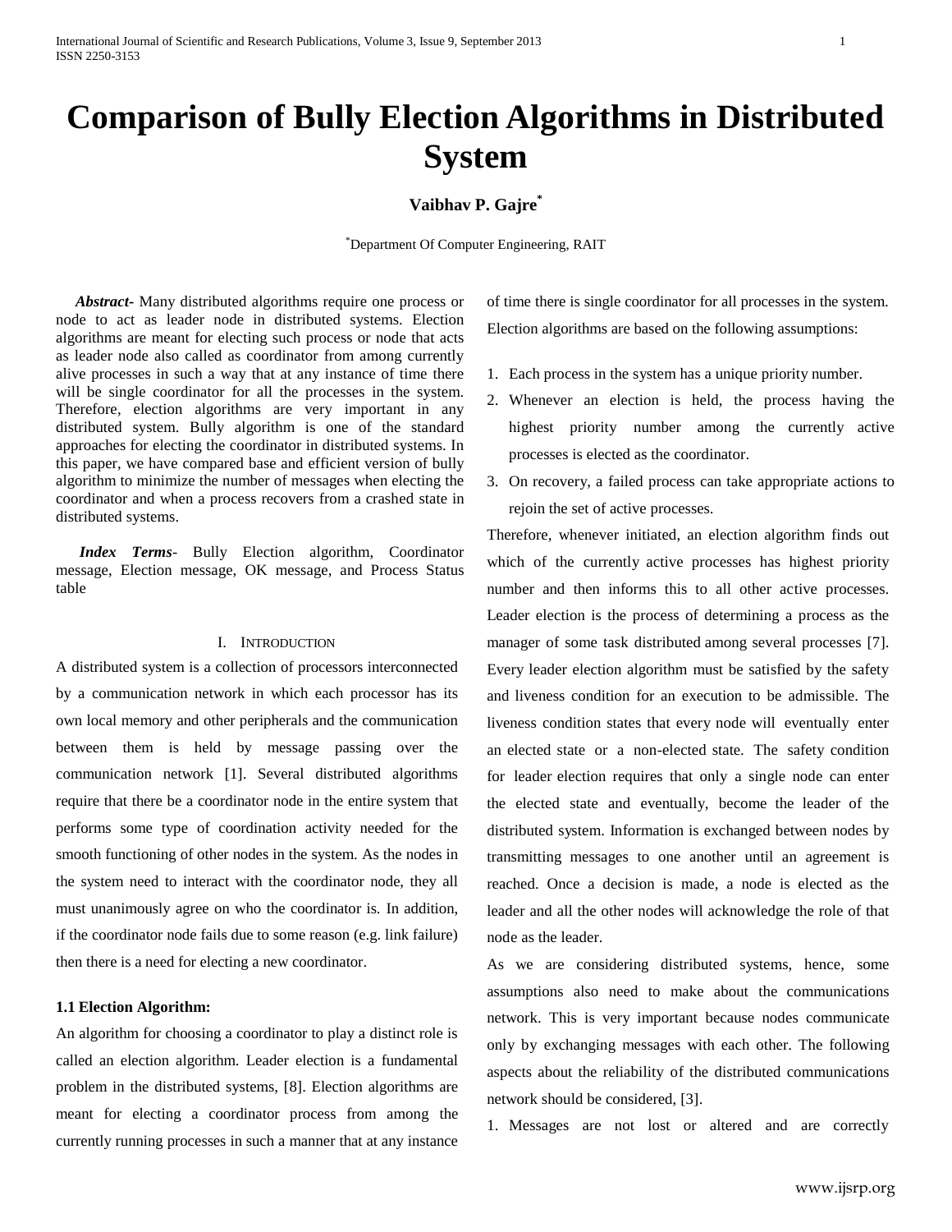# Comparison of Bully Election Algorithms in Distributed System

**Vaibhav P. Gajre***

*Department Of Computer Engineering, RAIT

***Abstract***- Many distributed algorithms require one process or node to act as leader node in distributed systems. Election algorithms are meant for electing such process or node that acts as leader node also called as coordinator from among currently alive processes in such a way that at any instance of time there will be single coordinator for all the processes in the system. Therefore, election algorithms are very important in any distributed system. Bully algorithm is one of the standard approaches for electing the coordinator in distributed systems. In this paper, we have compared base and efficient version of bully algorithm to minimize the number of messages when electing the coordinator and when a process recovers from a crashed state in distributed systems.

***Index Terms***- Bully Election algorithm, Coordinator message, Election message, OK message, and Process Status table

## I. Introduction

A distributed system is a collection of processors interconnected by a communication network in which each processor has its own local memory and other peripherals and the communication between them is held by message passing over the communication network [1]. Several distributed algorithms require that there be a coordinator node in the entire system that performs some type of coordination activity needed for the smooth functioning of other nodes in the system. As the nodes in the system need to interact with the coordinator node, they all must unanimously agree on who the coordinator is. In addition, if the coordinator node fails due to some reason (e.g. link failure) then there is a need for electing a new coordinator.

### 1.1 Election Algorithm:

An algorithm for choosing a coordinator to play a distinct role is called an election algorithm. Leader election is a fundamental problem in the distributed systems, [8]. Election algorithms are meant for electing a coordinator process from among the currently running processes in such a manner that at any instance of time there is single coordinator for all processes in the system. Election algorithms are based on the following assumptions:

1. Each process in the system has a unique priority number.
2. Whenever an election is held, the process having the highest priority number among the currently active processes is elected as the coordinator.
3. On recovery, a failed process can take appropriate actions to rejoin the set of active processes.

Therefore, whenever initiated, an election algorithm finds out which of the currently active processes has highest priority number and then informs this to all other active processes. Leader election is the process of determining a process as the manager of some task distributed among several processes [7]. Every leader election algorithm must be satisfied by the safety and liveness condition for an execution to be admissible. The liveness condition states that every node will eventually enter an elected state or a non-elected state. The safety condition for leader election requires that only a single node can enter the elected state and eventually, become the leader of the distributed system. Information is exchanged between nodes by transmitting messages to one another until an agreement is reached. Once a decision is made, a node is elected as the leader and all the other nodes will acknowledge the role of that node as the leader.

As we are considering distributed systems, hence, some assumptions also need to make about the communications network. This is very important because nodes communicate only by exchanging messages with each other. The following aspects about the reliability of the distributed communications network should be considered, [3].

1. Messages are not lost or altered and are correctly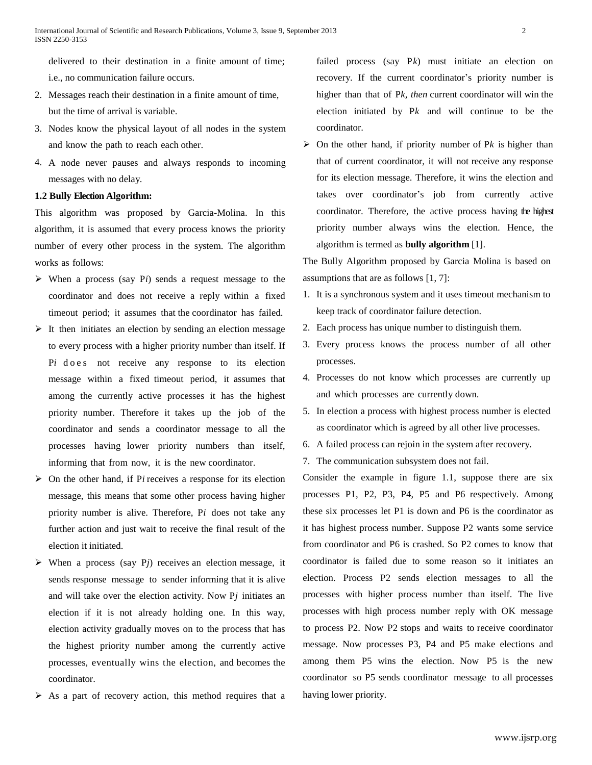delivered to their destination in a finite amount of time; i.e., no communication failure occurs.

2. Messages reach their destination in a finite amount of time, but the time of arrival is variable.
3. Nodes know the physical layout of all nodes in the system and know the path to reach each other.
4. A node never pauses and always responds to incoming messages with no delay.

**1.2 Bully Election Algorithm:**

This algorithm was proposed by Garcia-Molina. In this algorithm, it is assumed that every process knows the priority number of every other process in the system. The algorithm works as follows:

- When a process (say P*i*) sends a request message to the coordinator and does not receive a reply within a fixed timeout period; it assumes that the coordinator has failed.
- It then initiates an election by sending an election message to every process with a higher priority number than itself. If P*i* does not receive any response to its election message within a fixed timeout period, it assumes that among the currently active processes it has the highest priority number. Therefore it takes up the job of the coordinator and sends a coordinator message to all the processes having lower priority numbers than itself, informing that from now, it is the new coordinator.
- On the other hand, if P*i* receives a response for its election message, this means that some other process having higher priority number is alive. Therefore, P*i* does not take any further action and just wait to receive the final result of the election it initiated.
- When a process (say P*j*) receives an election message, it sends response message to sender informing that it is alive and will take over the election activity. Now P*j* initiates an election if it is not already holding one. In this way, election activity gradually moves on to the process that has the highest priority number among the currently active processes, eventually wins the election, and becomes the coordinator.
- As a part of recovery action, this method requires that a failed process (say P*k*) must initiate an election on recovery. If the current coordinator's priority number is higher than that of P*k, then* current coordinator will win the election initiated by P*k* and will continue to be the coordinator.
- On the other hand, if priority number of P*k* is higher than that of current coordinator, it will not receive any response for its election message. Therefore, it wins the election and takes over coordinator's job from currently active coordinator. Therefore, the active process having the highest priority number always wins the election. Hence, the algorithm is termed as **bully algorithm** [1].

The Bully Algorithm proposed by Garcia Molina is based on assumptions that are as follows [1, 7]:

1. It is a synchronous system and it uses timeout mechanism to keep track of coordinator failure detection.
2. Each process has unique number to distinguish them.
3. Every process knows the process number of all other processes.
4. Processes do not know which processes are currently up and which processes are currently down.
5. In election a process with highest process number is elected as coordinator which is agreed by all other live processes.
6. A failed process can rejoin in the system after recovery.
7. The communication subsystem does not fail.

Consider the example in figure 1.1, suppose there are six processes P1, P2, P3, P4, P5 and P6 respectively. Among these six processes let P1 is down and P6 is the coordinator as it has highest process number. Suppose P2 wants some service from coordinator and P6 is crashed. So P2 comes to know that coordinator is failed due to some reason so it initiates an election. Process P2 sends election messages to all the processes with higher process number than itself. The live processes with high process number reply with OK message to process P2. Now P2 stops and waits to receive coordinator message. Now processes P3, P4 and P5 make elections and among them P5 wins the election. Now P5 is the new coordinator so P5 sends coordinator message to all processes having lower priority.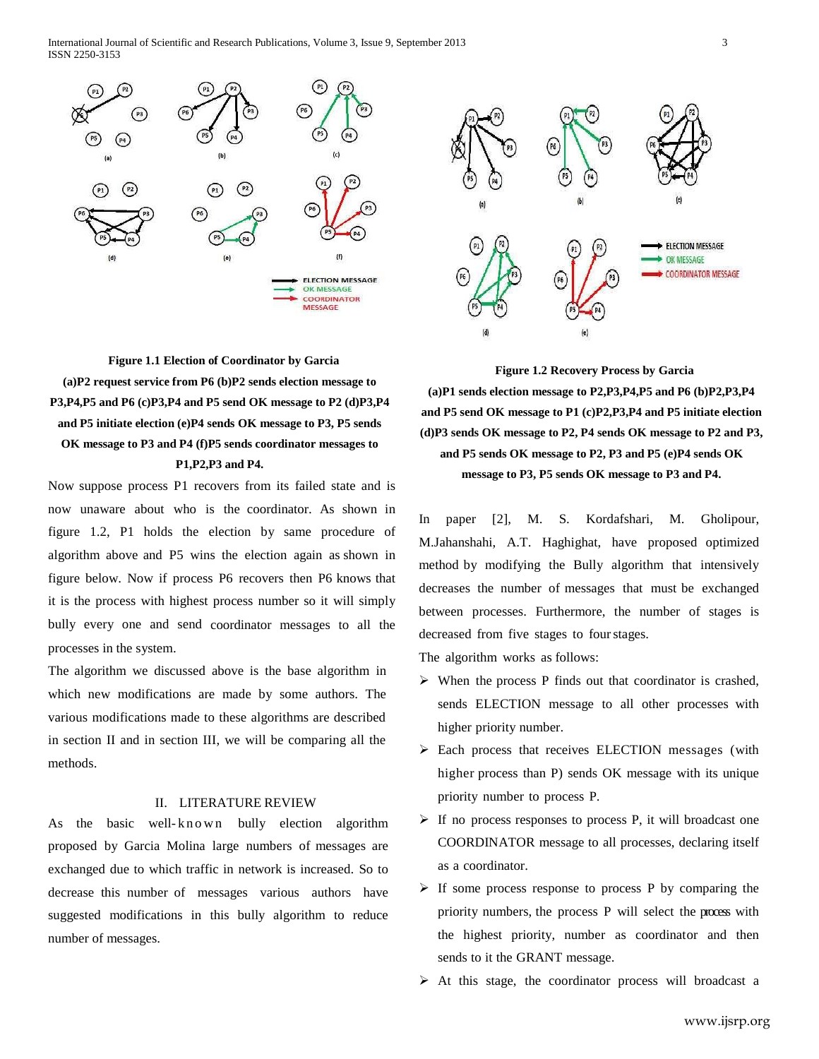**Figure 1.1 Election of Coordinator by Garcia (a)P2 request service from P6 (b)P2 sends election message to P3,P4,P5 and P6 (c)P3,P4 and P5 send OK message to P2 (d)P3,P4 and P5 initiate election (e)P4 sends OK message to P3, P5 sends OK message to P3 and P4 (f)P5 sends coordinator messages to P1,P2,P3 and P4.**

Now suppose process P1 recovers from its failed state and is now unaware about who is the coordinator. As shown in figure 1.2, P1 holds the election by same procedure of algorithm above and P5 wins the election again as shown in figure below. Now if process P6 recovers then P6 knows that it is the process with highest process number so it will simply bully every one and send coordinator messages to all the processes in the system.

The algorithm we discussed above is the base algorithm in which new modifications are made by some authors. The various modifications made to these algorithms are described in section II and in section III, we will be comparing all the methods.

**Figure 1.2 Recovery Process by Garcia (a)P1 sends election message to P2,P3,P4,P5 and P6 (b)P2,P3,P4 and P5 send OK message to P1 (c)P2,P3,P4 and P5 initiate election (d)P3 sends OK message to P2, P4 sends OK message to P2 and P3, and P5 sends OK message to P2, P3 and P5 (e)P4 sends OK message to P3, P5 sends OK message to P3 and P4.**

## II. LITERATURE REVIEW

As the basic well-known bully election algorithm proposed by Garcia Molina large numbers of messages are exchanged due to which traffic in network is increased. So to decrease this number of messages various authors have suggested modifications in this bully algorithm to reduce number of messages.

In paper [2], M. S. Kordafshari, M. Gholipour, M.Jahanshahi, A.T. Haghighat, have proposed optimized method by modifying the Bully algorithm that intensively decreases the number of messages that must be exchanged between processes. Furthermore, the number of stages is decreased from five stages to four stages.

The algorithm works as follows:

- When the process P finds out that coordinator is crashed, sends ELECTION message to all other processes with higher priority number.
- Each process that receives ELECTION messages (with higher process than P) sends OK message with its unique priority number to process P.
- If no process responses to process P, it will broadcast one COORDINATOR message to all processes, declaring itself as a coordinator.
- If some process response to process P by comparing the priority numbers, the process P will select the process with the highest priority, number as coordinator and then sends to it the GRANT message.
- At this stage, the coordinator process will broadcast a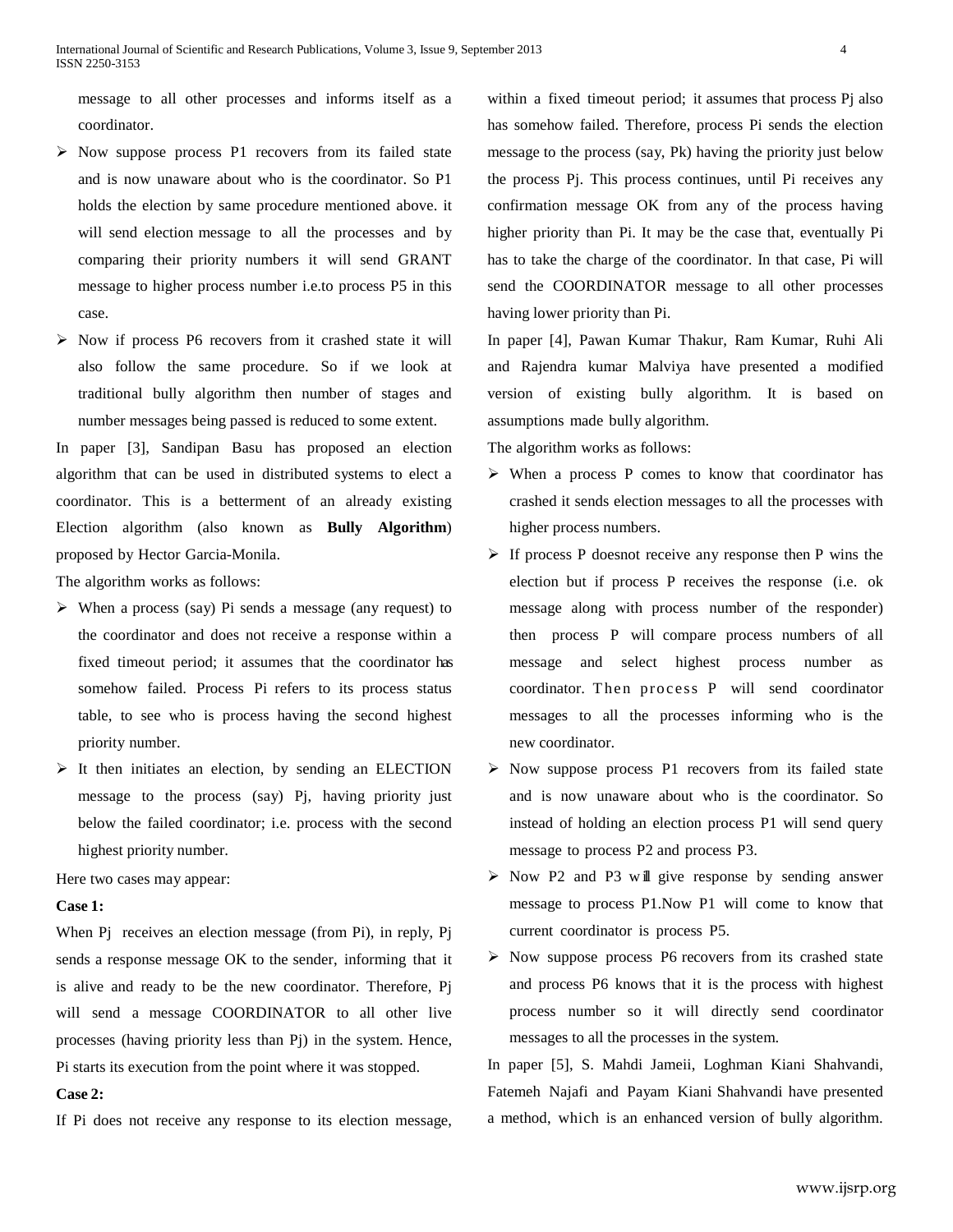message to all other processes and informs itself as a coordinator.

- Now suppose process P1 recovers from its failed state and is now unaware about who is the coordinator. So P1 holds the election by same procedure mentioned above. it will send election message to all the processes and by comparing their priority numbers it will send GRANT message to higher process number i.e.to process P5 in this case.
- Now if process P6 recovers from it crashed state it will also follow the same procedure. So if we look at traditional bully algorithm then number of stages and number messages being passed is reduced to some extent.

In paper [3], Sandipan Basu has proposed an election algorithm that can be used in distributed systems to elect a coordinator. This is a betterment of an already existing Election algorithm (also known as **Bully Algorithm**) proposed by Hector Garcia-Monila.

The algorithm works as follows:

- When a process (say) Pi sends a message (any request) to the coordinator and does not receive a response within a fixed timeout period; it assumes that the coordinator has somehow failed. Process Pi refers to its process status table, to see who is process having the second highest priority number.
- It then initiates an election, by sending an ELECTION message to the process (say) Pj, having priority just below the failed coordinator; i.e. process with the second highest priority number.

Here two cases may appear:

**Case 1:**

When Pj receives an election message (from Pi), in reply, Pj sends a response message OK to the sender, informing that it is alive and ready to be the new coordinator. Therefore, Pj will send a message COORDINATOR to all other live processes (having priority less than Pj) in the system. Hence, Pi starts its execution from the point where it was stopped.

**Case 2:**

If Pi does not receive any response to its election message, within a fixed timeout period; it assumes that process Pj also has somehow failed. Therefore, process Pi sends the election message to the process (say, Pk) having the priority just below the process Pj. This process continues, until Pi receives any confirmation message OK from any of the process having higher priority than Pi. It may be the case that, eventually Pi has to take the charge of the coordinator. In that case, Pi will send the COORDINATOR message to all other processes having lower priority than Pi.

In paper [4], Pawan Kumar Thakur, Ram Kumar, Ruhi Ali and Rajendra kumar Malviya have presented a modified version of existing bully algorithm. It is based on assumptions made bully algorithm.

The algorithm works as follows:

- When a process P comes to know that coordinator has crashed it sends election messages to all the processes with higher process numbers.
- If process P doesnot receive any response then P wins the election but if process P receives the response (i.e. ok message along with process number of the responder) then process P will compare process numbers of all message and select highest process number as coordinator. Then process P will send coordinator messages to all the processes informing who is the new coordinator.
- Now suppose process P1 recovers from its failed state and is now unaware about who is the coordinator. So instead of holding an election process P1 will send query message to process P2 and process P3.
- Now P2 and P3 will give response by sending answer message to process P1.Now P1 will come to know that current coordinator is process P5.
- Now suppose process P6 recovers from its crashed state and process P6 knows that it is the process with highest process number so it will directly send coordinator messages to all the processes in the system.

In paper [5], S. Mahdi Jameii, Loghman Kiani Shahvandi, Fatemeh Najafi and Payam Kiani Shahvandi have presented a method, which is an enhanced version of bully algorithm.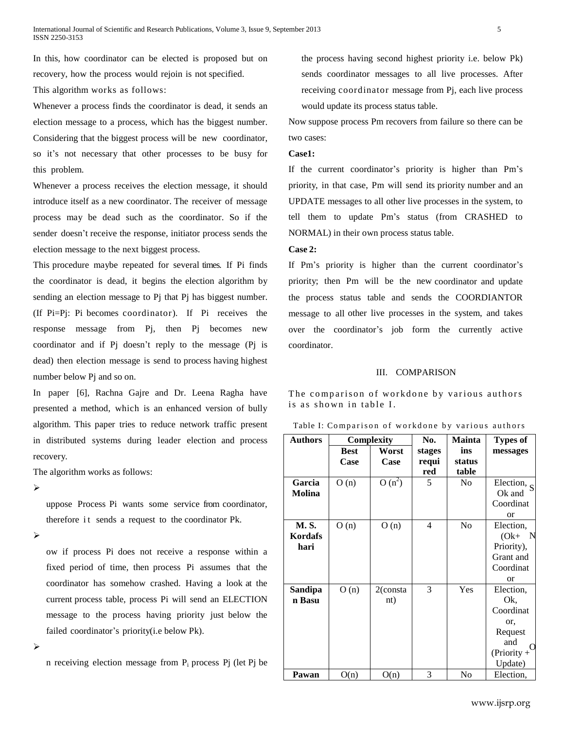In this, how coordinator can be elected is proposed but on recovery, how the process would rejoin is not specified.

This algorithm works as follows:

Whenever a process finds the coordinator is dead, it sends an election message to a process, which has the biggest number. Considering that the biggest process will be new coordinator, so it's not necessary that other processes to be busy for this problem.

Whenever a process receives the election message, it should introduce itself as a new coordinator. The receiver of message process may be dead such as the coordinator. So if the sender doesn't receive the response, initiator process sends the election message to the next biggest process.

This procedure maybe repeated for several times. If Pi finds the coordinator is dead, it begins the election algorithm by sending an election message to Pj that Pj has biggest number. (If Pi=Pj: Pi becomes coordinator). If Pi receives the response message from Pj, then Pj becomes new coordinator and if Pj doesn't reply to the message (Pj is dead) then election message is send to process having highest number below Pj and so on.

In paper [6], Rachna Gajre and Dr. Leena Ragha have presented a method, which is an enhanced version of bully algorithm. This paper tries to reduce network traffic present in distributed systems during leader election and process recovery.

The algorithm works as follows:

- uppose Process Pi wants some service from coordinator, therefore it sends a request to the coordinator Pk.
- ow if process Pi does not receive a response within a fixed period of time, then process Pi assumes that the coordinator has somehow crashed. Having a look at the current process table, process Pi will send an ELECTION message to the process having priority just below the failed coordinator's priority(i.e below Pk).
- n receiving election message from $P_i$ process Pj (let Pj be the process having second highest priority i.e. below Pk) sends coordinator messages to all live processes. After receiving coordinator message from Pj, each live process would update its process status table.

Now suppose process Pm recovers from failure so there can be two cases:

**Case1:**

If the current coordinator's priority is higher than Pm's priority, in that case, Pm will send its priority number and an UPDATE messages to all other live processes in the system, to tell them to update Pm's status (from CRASHED to NORMAL) in their own process status table.

**Case 2:**

If Pm's priority is higher than the current coordinator's priority; then Pm will be the new coordinator and update the process status table and sends the COORDIANTOR message to all other live processes in the system, and takes over the coordinator's job form the currently active coordinator.

## III. COMPARISON

The comparison of workdone by various authors is as shown in table I.

Table I: Comparison of workdone by various authors

| Authors | Complexity | | No. stages required | Maintains status table | Types of messages |
|---|---|---|---|---|---|
| | Best Case | Worst Case | | | |
| Garcia Molina | O (n) | O ($n^2$) | 5 | No | Election, Ok and Coordinator |
| M. S. Kordafshari | O (n) | O (n) | 4 | No | Election, (Ok+ Priority), Grant and Coordinator |
| Sandipan Basu | O (n) | 2(constant) | 3 | Yes | Election, Ok, Coordinator, Request and (Priority + Update) |
| Pawan | O(n) | O(n) | 3 | No | Election, |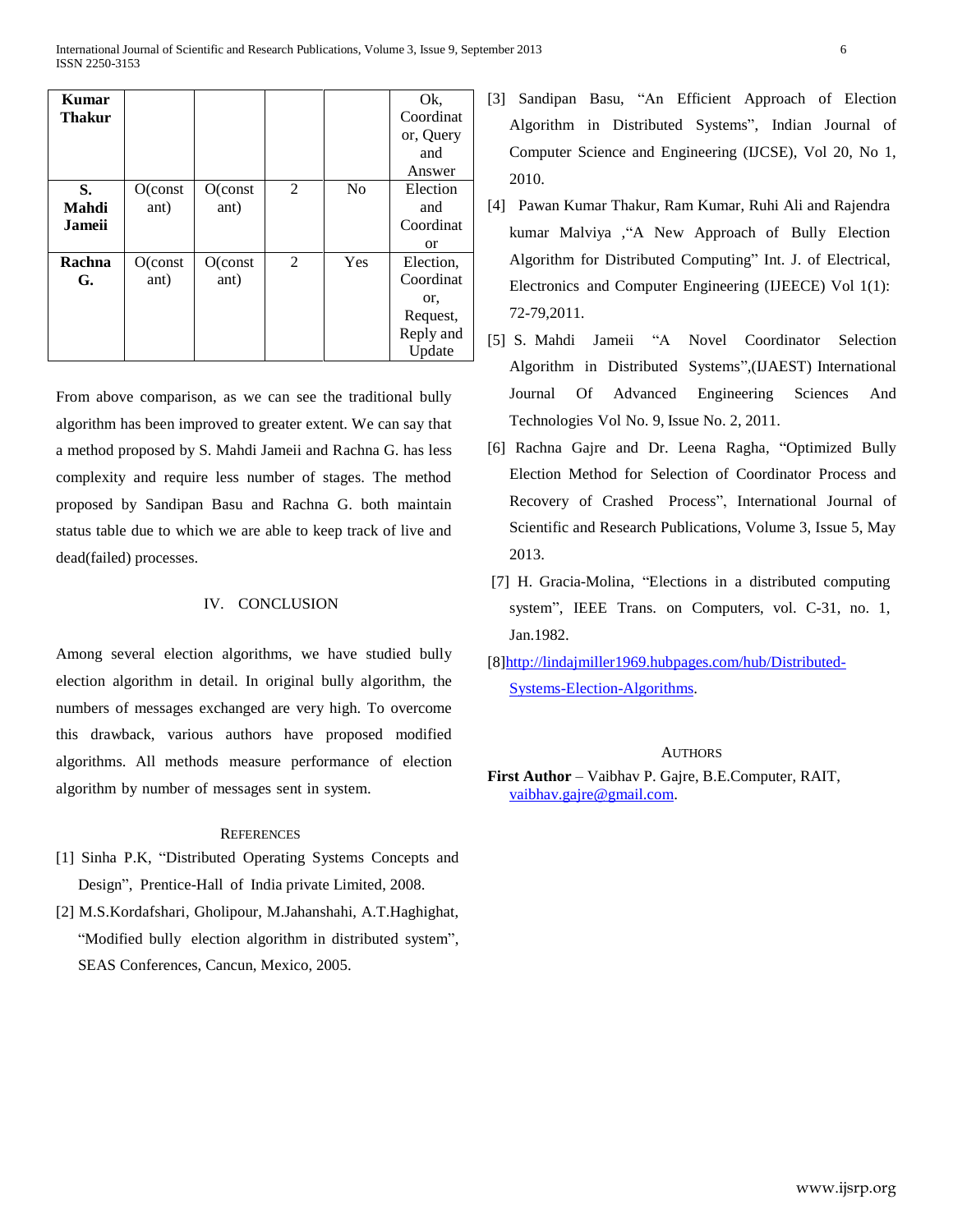| | | | | | |
|---|---|---|---|---|---|
| **Kumar Thakur** | | | | | Ok, Coordinator, Query and Answer |
| **S. Mahdi Jameii** | O(constant) | O(constant) | 2 | No | Election and Coordinator |
| **Rachna G.** | O(constant) | O(constant) | 2 | Yes | Election, Coordinator, Request, Reply and Update |

From above comparison, as we can see the traditional bully algorithm has been improved to greater extent. We can say that a method proposed by S. Mahdi Jameii and Rachna G. has less complexity and require less number of stages. The method proposed by Sandipan Basu and Rachna G. both maintain status table due to which we are able to keep track of live and dead(failed) processes.

## IV. CONCLUSION

Among several election algorithms, we have studied bully election algorithm in detail. In original bully algorithm, the numbers of messages exchanged are very high. To overcome this drawback, various authors have proposed modified algorithms. All methods measure performance of election algorithm by number of messages sent in system.

## REFERENCES

[1] Sinha P.K, "Distributed Operating Systems Concepts and Design", Prentice-Hall of India private Limited, 2008.

[2] M.S.Kordafshari, Gholipour, M.Jahanshahi, A.T.Haghighat, "Modified bully election algorithm in distributed system", SEAS Conferences, Cancun, Mexico, 2005.

[3] Sandipan Basu, "An Efficient Approach of Election Algorithm in Distributed Systems", Indian Journal of Computer Science and Engineering (IJCSE), Vol 20, No 1, 2010.

[4] Pawan Kumar Thakur, Ram Kumar, Ruhi Ali and Rajendra kumar Malviya ,"A New Approach of Bully Election Algorithm for Distributed Computing" Int. J. of Electrical, Electronics and Computer Engineering (IJEECE) Vol 1(1): 72-79,2011.

[5] S. Mahdi Jameii "A Novel Coordinator Selection Algorithm in Distributed Systems",(IJAEST) International Journal Of Advanced Engineering Sciences And Technologies Vol No. 9, Issue No. 2, 2011.

[6] Rachna Gajre and Dr. Leena Ragha, "Optimized Bully Election Method for Selection of Coordinator Process and Recovery of Crashed Process", International Journal of Scientific and Research Publications, Volume 3, Issue 5, May 2013.

[7] H. Gracia-Molina, "Elections in a distributed computing system", IEEE Trans. on Computers, vol. C-31, no. 1, Jan.1982.

[8]http://lindajmiller1969.hubpages.com/hub/Distributed-Systems-Election-Algorithms.

## AUTHORS

**First Author** – Vaibhav P. Gajre, B.E.Computer, RAIT, vaibhav.gajre@gmail.com.